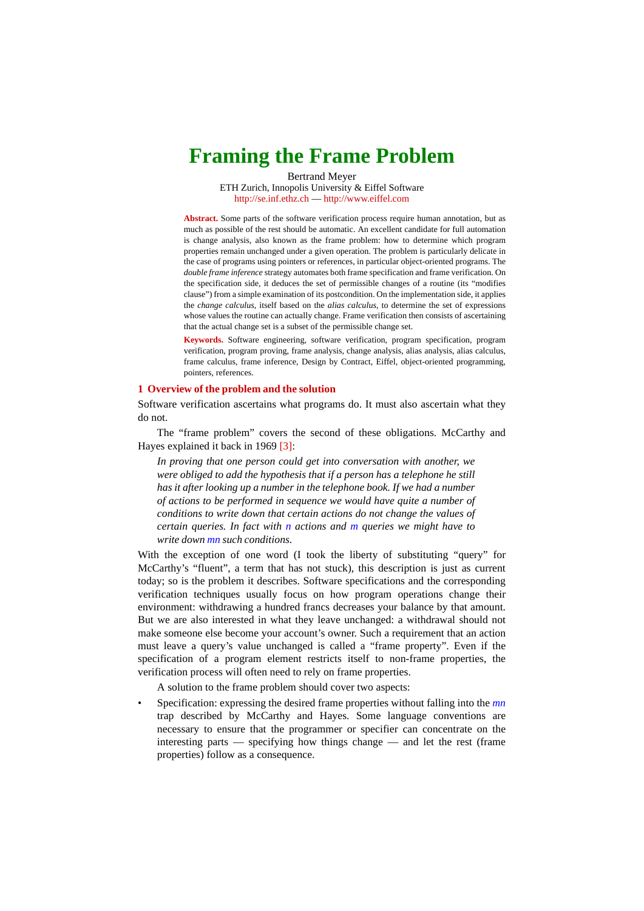# Framing the Frame Problem

Bertrand Meyer
ETH Zurich, Innopolis University & Eiffel Software
http://se.inf.ethz.ch — http://www.eiffel.com

**Abstract.** Some parts of the software verification process require human annotation, but as much as possible of the rest should be automatic. An excellent candidate for full automation is change analysis, also known as the frame problem: how to determine which program properties remain unchanged under a given operation. The problem is particularly delicate in the case of programs using pointers or references, in particular object-oriented programs. The *double frame inference* strategy automates both frame specification and frame verification. On the specification side, it deduces the set of permissible changes of a routine (its "modifies clause") from a simple examination of its postcondition. On the implementation side, it applies the *change calculus*, itself based on the *alias calculus*, to determine the set of expressions whose values the routine can actually change. Frame verification then consists of ascertaining that the actual change set is a subset of the permissible change set.

**Keywords.** Software engineering, software verification, program specification, program verification, program proving, frame analysis, change analysis, alias analysis, alias calculus, frame calculus, frame inference, Design by Contract, Eiffel, object-oriented programming, pointers, references.

## 1 Overview of the problem and the solution

Software verification ascertains what programs do. It must also ascertain what they do not.

The "frame problem" covers the second of these obligations. McCarthy and Hayes explained it back in 1969 [3]:

> *In proving that one person could get into conversation with another, we were obliged to add the hypothesis that if a person has a telephone he still has it after looking up a number in the telephone book. If we had a number of actions to be performed in sequence we would have quite a number of conditions to write down that certain actions do not change the values of certain queries. In fact with $n$ actions and $m$ queries we might have to write down $mn$ such conditions.*

With the exception of one word (I took the liberty of substituting "query" for McCarthy's "fluent", a term that has not stuck), this description is just as current today; so is the problem it describes. Software specifications and the corresponding verification techniques usually focus on how program operations change their environment: withdrawing a hundred francs decreases your balance by that amount. But we are also interested in what they leave unchanged: a withdrawal should not make someone else become your account's owner. Such a requirement that an action must leave a query's value unchanged is called a "frame property". Even if the specification of a program element restricts itself to non-frame properties, the verification process will often need to rely on frame properties.

A solution to the frame problem should cover two aspects:

- Specification: expressing the desired frame properties without falling into the $mn$ trap described by McCarthy and Hayes. Some language conventions are necessary to ensure that the programmer or specifier can concentrate on the interesting parts — specifying how things change — and let the rest (frame properties) follow as a consequence.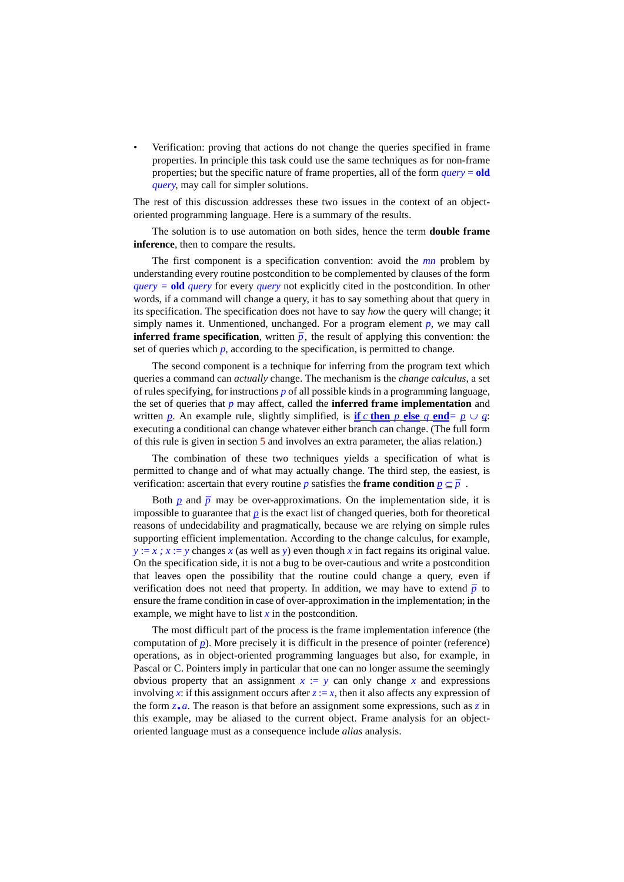- Verification: proving that actions do not change the queries specified in frame properties. In principle this task could use the same techniques as for non-frame properties; but the specific nature of frame properties, all of the form *query* = **old** *query*, may call for simpler solutions.

The rest of this discussion addresses these two issues in the context of an object-oriented programming language. Here is a summary of the results.

The solution is to use automation on both sides, hence the term **double frame inference**, then to compare the results.

The first component is a specification convention: avoid the *mn* problem by understanding every routine postcondition to be complemented by clauses of the form *query* = **old** *query* for every *query* not explicitly cited in the postcondition. In other words, if a command will change a query, it has to say something about that query in its specification. The specification does not have to say *how* the query will change; it simply names it. Unmentioned, unchanged. For a program element $p$, we may call **inferred frame specification**, written $\overline{p}$, the result of applying this convention: the set of queries which $p$, according to the specification, is permitted to change.

The second component is a technique for inferring from the program text which queries a command can *actually* change. The mechanism is the *change calculus*, a set of rules specifying, for instructions $p$ of all possible kinds in a programming language, the set of queries that $p$ may affect, called the **inferred frame implementation** and written $\underline{p}$. An example rule, slightly simplified, is $\underline{\textbf{if } c \textbf{ then } p \textbf{ else } q \textbf{ end}} = \underline{p} \cup \underline{q}$: executing a conditional can change whatever either branch can change. (The full form of this rule is given in section 5 and involves an extra parameter, the alias relation.)

The combination of these two techniques yields a specification of what is permitted to change and of what may actually change. The third step, the easiest, is verification: ascertain that every routine $p$ satisfies the **frame condition** $\underline{p} \subseteq \overline{p}$ .

Both $\underline{p}$ and $\overline{p}$ may be over-approximations. On the implementation side, it is impossible to guarantee that $\underline{p}$ is the exact list of changed queries, both for theoretical reasons of undecidability and pragmatically, because we are relying on simple rules supporting efficient implementation. According to the change calculus, for example, $y := x \,;\, x := y$ changes $x$ (as well as $y$) even though $x$ in fact regains its original value. On the specification side, it is not a bug to be over-cautious and write a postcondition that leaves open the possibility that the routine could change a query, even if verification does not need that property. In addition, we may have to extend $\overline{p}$ to ensure the frame condition in case of over-approximation in the implementation; in the example, we might have to list $x$ in the postcondition.

The most difficult part of the process is the frame implementation inference (the computation of $\underline{p}$). More precisely it is difficult in the presence of pointer (reference) operations, as in object-oriented programming languages but also, for example, in Pascal or C. Pointers imply in particular that one can no longer assume the seemingly obvious property that an assignment $x := y$ can only change $x$ and expressions involving $x$: if this assignment occurs after $z := x$, then it also affects any expression of the form $z \bullet a$. The reason is that before an assignment some expressions, such as $z$ in this example, may be aliased to the current object. Frame analysis for an object-oriented language must as a consequence include *alias* analysis.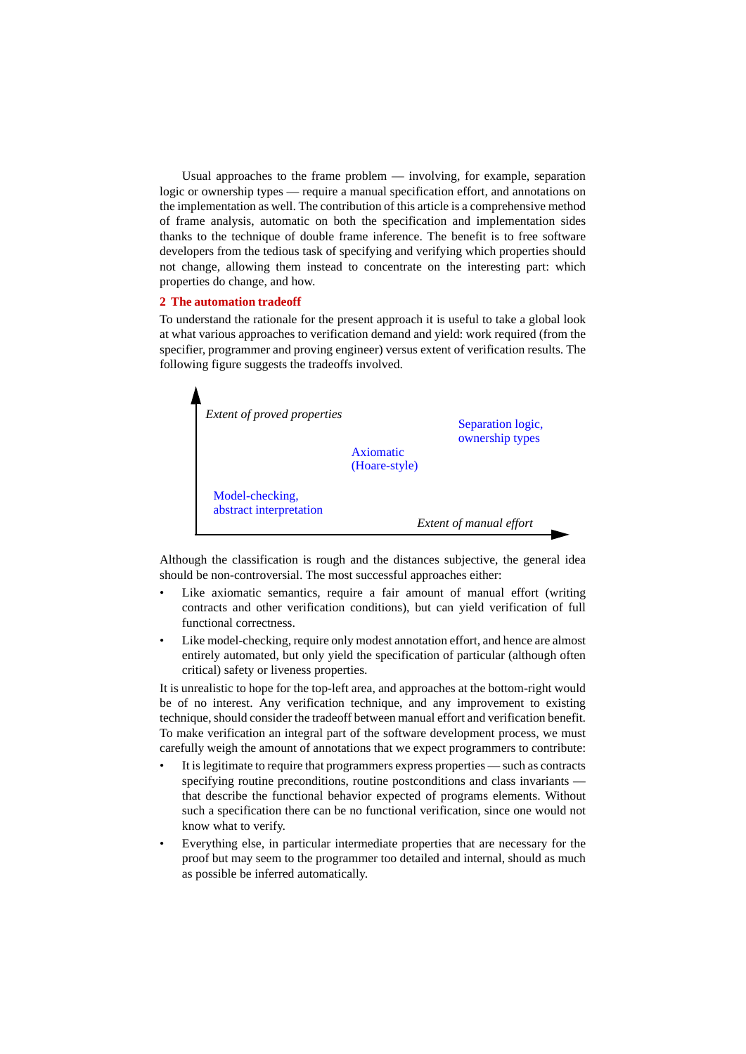Usual approaches to the frame problem — involving, for example, separation logic or ownership types — require a manual specification effort, and annotations on the implementation as well. The contribution of this article is a comprehensive method of frame analysis, automatic on both the specification and implementation sides thanks to the technique of double frame inference. The benefit is to free software developers from the tedious task of specifying and verifying which properties should not change, allowing them instead to concentrate on the interesting part: which properties do change, and how.

## 2 The automation tradeoff

To understand the rationale for the present approach it is useful to take a global look at what various approaches to verification demand and yield: work required (from the specifier, programmer and proving engineer) versus extent of verification results. The following figure suggests the tradeoffs involved.

*Extent of proved properties*

Separation logic, ownership types

Axiomatic (Hoare-style)

Model-checking, abstract interpretation

*Extent of manual effort*

Although the classification is rough and the distances subjective, the general idea should be non-controversial. The most successful approaches either:

- Like axiomatic semantics, require a fair amount of manual effort (writing contracts and other verification conditions), but can yield verification of full functional correctness.
- Like model-checking, require only modest annotation effort, and hence are almost entirely automated, but only yield the specification of particular (although often critical) safety or liveness properties.

It is unrealistic to hope for the top-left area, and approaches at the bottom-right would be of no interest. Any verification technique, and any improvement to existing technique, should consider the tradeoff between manual effort and verification benefit. To make verification an integral part of the software development process, we must carefully weigh the amount of annotations that we expect programmers to contribute:

- It is legitimate to require that programmers express properties — such as contracts specifying routine preconditions, routine postconditions and class invariants — that describe the functional behavior expected of programs elements. Without such a specification there can be no functional verification, since one would not know what to verify.
- Everything else, in particular intermediate properties that are necessary for the proof but may seem to the programmer too detailed and internal, should as much as possible be inferred automatically.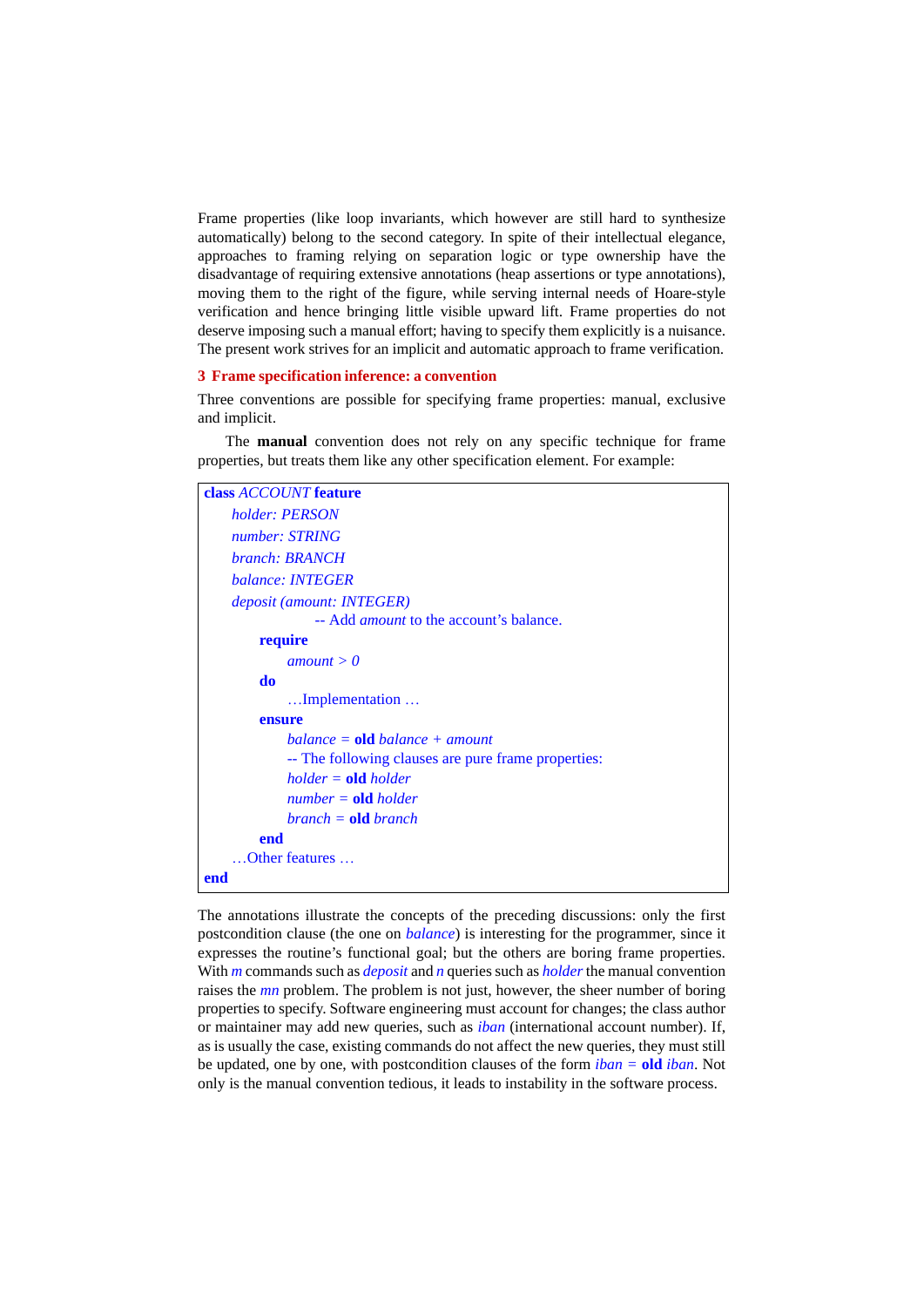Frame properties (like loop invariants, which however are still hard to synthesize automatically) belong to the second category. In spite of their intellectual elegance, approaches to framing relying on separation logic or type ownership have the disadvantage of requiring extensive annotations (heap assertions or type annotations), moving them to the right of the figure, while serving internal needs of Hoare-style verification and hence bringing little visible upward lift. Frame properties do not deserve imposing such a manual effort; having to specify them explicitly is a nuisance. The present work strives for an implicit and automatic approach to frame verification.

## 3 Frame specification inference: a convention

Three conventions are possible for specifying frame properties: manual, exclusive and implicit.

The **manual** convention does not rely on any specific technique for frame properties, but treats them like any other specification element. For example:

```
class ACCOUNT feature
    holder: PERSON
    number: STRING
    branch: BRANCH
    balance: INTEGER
    deposit (amount: INTEGER)
                -- Add amount to the account's balance.
        require
            amount > 0
        do
            …Implementation …
        ensure
            balance = old balance + amount
            -- The following clauses are pure frame properties:
            holder = old holder
            number = old holder
            branch = old branch
        end
    …Other features …
end
```

The annotations illustrate the concepts of the preceding discussions: only the first postcondition clause (the one on *balance*) is interesting for the programmer, since it expresses the routine's functional goal; but the others are boring frame properties. With *m* commands such as *deposit* and *n* queries such as *holder* the manual convention raises the *mn* problem. The problem is not just, however, the sheer number of boring properties to specify. Software engineering must account for changes; the class author or maintainer may add new queries, such as *iban* (international account number). If, as is usually the case, existing commands do not affect the new queries, they must still be updated, one by one, with postcondition clauses of the form *iban* = **old** *iban*. Not only is the manual convention tedious, it leads to instability in the software process.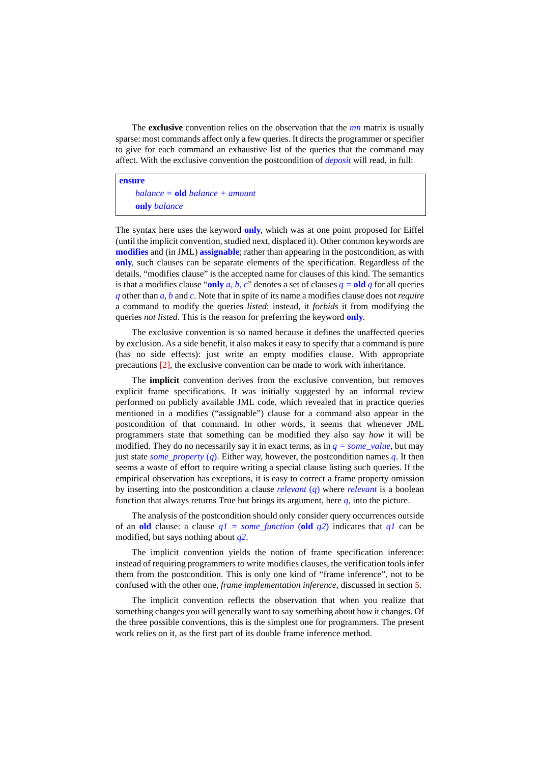The **exclusive** convention relies on the observation that the *mn* matrix is usually sparse: most commands affect only a few queries. It directs the programmer or specifier to give for each command an exhaustive list of the queries that the command may affect. With the exclusive convention the postcondition of *deposit* will read, in full:

```
ensure
    balance = old balance + amount
    only balance
```

The syntax here uses the keyword **only**, which was at one point proposed for Eiffel (until the implicit convention, studied next, displaced it). Other common keywords are **modifies** and (in JML) **assignable**; rather than appearing in the postcondition, as with **only**, such clauses can be separate elements of the specification. Regardless of the details, "modifies clause" is the accepted name for clauses of this kind. The semantics is that a modifies clause "**only** *a, b, c*" denotes a set of clauses *q* = **old** *q* for all queries *q* other than *a*, *b* and *c*. Note that in spite of its name a modifies clause does not *require* a command to modify the queries *listed*: instead, it *forbids* it from modifying the queries *not listed*. This is the reason for preferring the keyword **only**.

The exclusive convention is so named because it defines the unaffected queries by exclusion. As a side benefit, it also makes it easy to specify that a command is pure (has no side effects): just write an empty modifies clause. With appropriate precautions [2], the exclusive convention can be made to work with inheritance.

The **implicit** convention derives from the exclusive convention, but removes explicit frame specifications. It was initially suggested by an informal review performed on publicly available JML code, which revealed that in practice queries mentioned in a modifies ("assignable") clause for a command also appear in the postcondition of that command. In other words, it seems that whenever JML programmers state that something can be modified they also say *how* it will be modified. They do no necessarily say it in exact terms, as in *q* = *some_value*, but may just state *some_property* (*q*). Either way, however, the postcondition names *q*. It then seems a waste of effort to require writing a special clause listing such queries. If the empirical observation has exceptions, it is easy to correct a frame property omission by inserting into the postcondition a clause *relevant* (*q*) where *relevant* is a boolean function that always returns True but brings its argument, here *q*, into the picture.

The analysis of the postcondition should only consider query occurrences outside of an **old** clause: a clause *q1* = *some_function* (**old** *q2*) indicates that *q1* can be modified, but says nothing about *q2*.

The implicit convention yields the notion of frame specification inference: instead of requiring programmers to write modifies clauses, the verification tools infer them from the postcondition. This is only one kind of "frame inference", not to be confused with the other one, *frame implementation inference,* discussed in section 5.

The implicit convention reflects the observation that when you realize that something changes you will generally want to say something about how it changes. Of the three possible conventions, this is the simplest one for programmers. The present work relies on it, as the first part of its double frame inference method.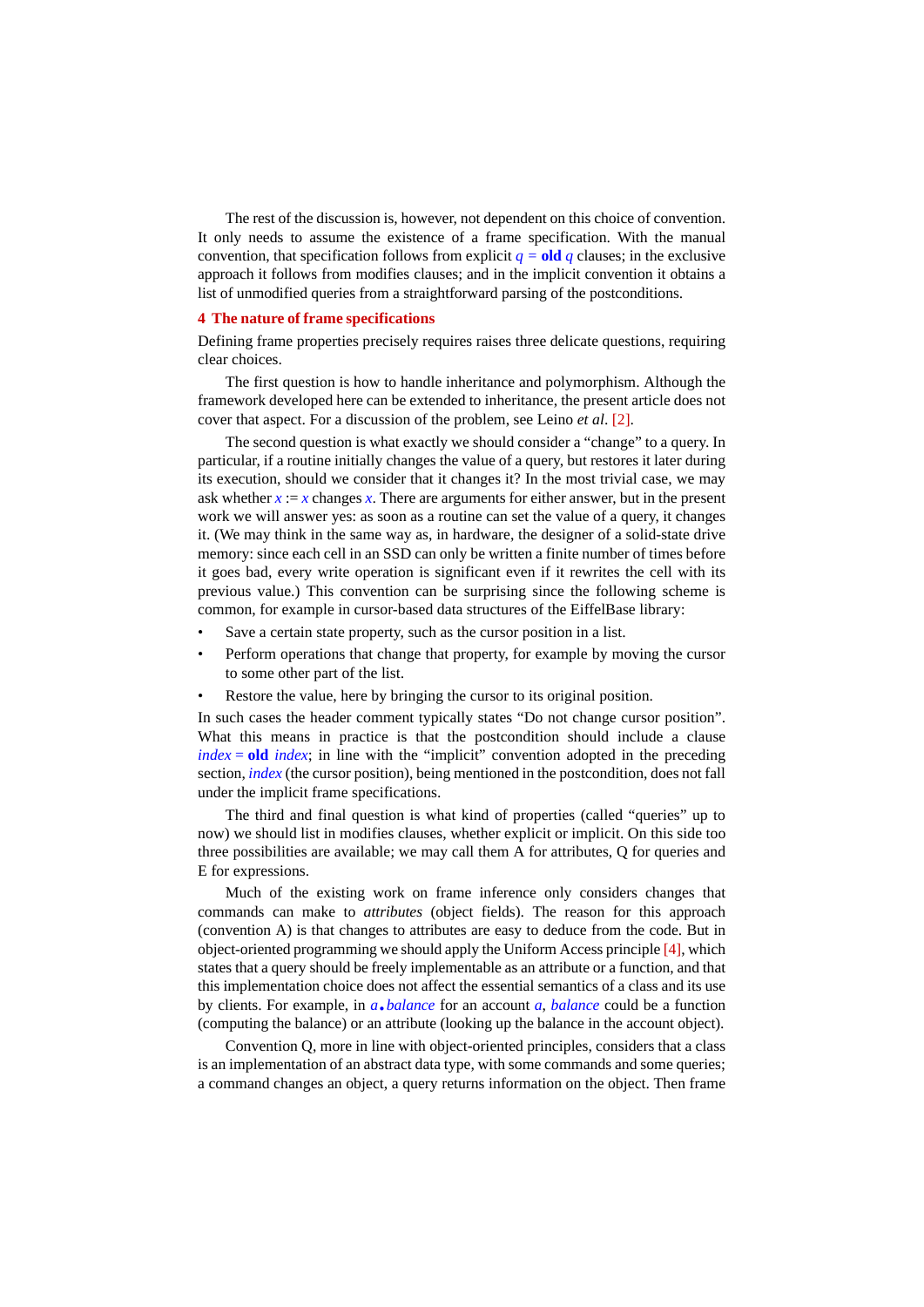The rest of the discussion is, however, not dependent on this choice of convention. It only needs to assume the existence of a frame specification. With the manual convention, that specification follows from explicit *q* = **old** *q* clauses; in the exclusive approach it follows from modifies clauses; and in the implicit convention it obtains a list of unmodified queries from a straightforward parsing of the postconditions.

## 4 The nature of frame specifications

Defining frame properties precisely requires raises three delicate questions, requiring clear choices.

The first question is how to handle inheritance and polymorphism. Although the framework developed here can be extended to inheritance, the present article does not cover that aspect. For a discussion of the problem, see Leino *et al*. [2].

The second question is what exactly we should consider a "change" to a query. In particular, if a routine initially changes the value of a query, but restores it later during its execution, should we consider that it changes it? In the most trivial case, we may ask whether *x* := *x* changes *x*. There are arguments for either answer, but in the present work we will answer yes: as soon as a routine can set the value of a query, it changes it. (We may think in the same way as, in hardware, the designer of a solid-state drive memory: since each cell in an SSD can only be written a finite number of times before it goes bad, every write operation is significant even if it rewrites the cell with its previous value.) This convention can be surprising since the following scheme is common, for example in cursor-based data structures of the EiffelBase library:

- Save a certain state property, such as the cursor position in a list.
- Perform operations that change that property, for example by moving the cursor to some other part of the list.
- Restore the value, here by bringing the cursor to its original position.

In such cases the header comment typically states "Do not change cursor position". What this means in practice is that the postcondition should include a clause *index* = **old** *index*; in line with the "implicit" convention adopted in the preceding section, *index* (the cursor position), being mentioned in the postcondition, does not fall under the implicit frame specifications.

The third and final question is what kind of properties (called "queries" up to now) we should list in modifies clauses, whether explicit or implicit. On this side too three possibilities are available; we may call them A for attributes, Q for queries and E for expressions.

Much of the existing work on frame inference only considers changes that commands can make to *attributes* (object fields). The reason for this approach (convention A) is that changes to attributes are easy to deduce from the code. But in object-oriented programming we should apply the Uniform Access principle [4], which states that a query should be freely implementable as an attribute or a function, and that this implementation choice does not affect the essential semantics of a class and its use by clients. For example, in *a*.*balance* for an account *a*, *balance* could be a function (computing the balance) or an attribute (looking up the balance in the account object).

Convention Q, more in line with object-oriented principles, considers that a class is an implementation of an abstract data type, with some commands and some queries; a command changes an object, a query returns information on the object. Then frame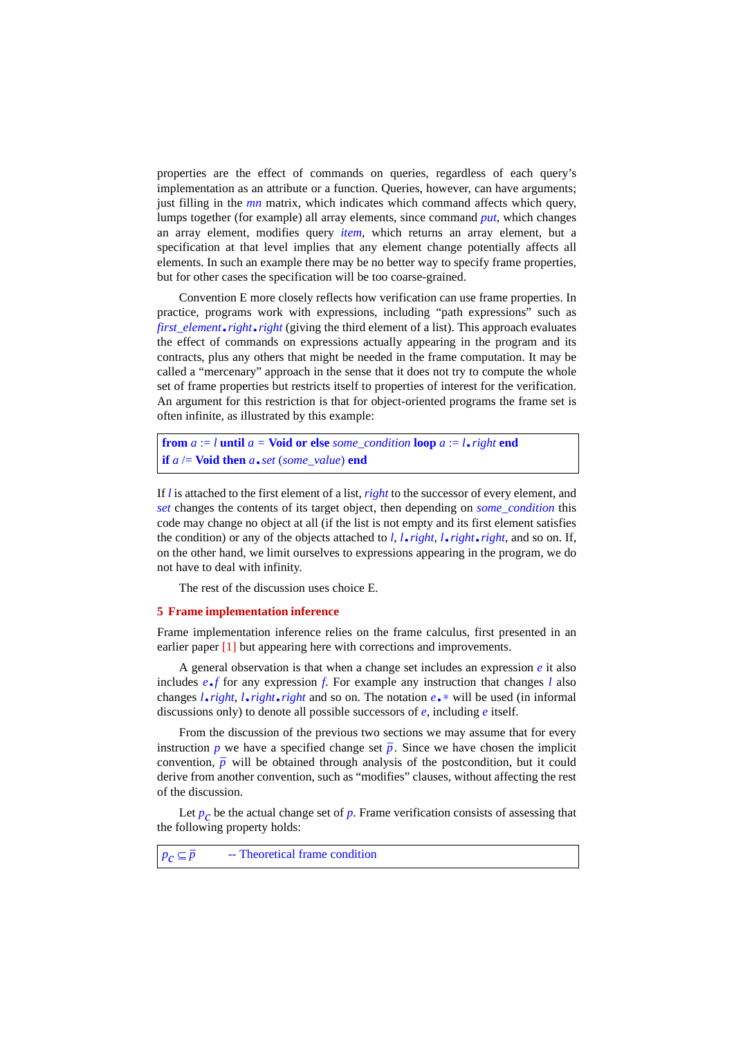properties are the effect of commands on queries, regardless of each query's implementation as an attribute or a function. Queries, however, can have arguments; just filling in the *mn* matrix, which indicates which command affects which query, lumps together (for example) all array elements, since command *put*, which changes an array element, modifies query *item*, which returns an array element, but a specification at that level implies that any element change potentially affects all elements. In such an example there may be no better way to specify frame properties, but for other cases the specification will be too coarse-grained.

Convention E more closely reflects how verification can use frame properties. In practice, programs work with expressions, including "path expressions" such as *first_element*.*right*.*right* (giving the third element of a list). This approach evaluates the effect of commands on expressions actually appearing in the program and its contracts, plus any others that might be needed in the frame computation. It may be called a "mercenary" approach in the sense that it does not try to compute the whole set of frame properties but restricts itself to properties of interest for the verification. An argument for this restriction is that for object-oriented programs the frame set is often infinite, as illustrated by this example:

```
from a := l until a = Void or else some_condition loop a := l.right end
if a /= Void then a.set (some_value) end
```

If *l* is attached to the first element of a list, *right* to the successor of every element, and *set* changes the contents of its target object, then depending on *some_condition* this code may change no object at all (if the list is not empty and its first element satisfies the condition) or any of the objects attached to *l*, *l*.*right*, *l*.*right*.*right*, and so on. If, on the other hand, we limit ourselves to expressions appearing in the program, we do not have to deal with infinity.

The rest of the discussion uses choice E.

## 5 Frame implementation inference

Frame implementation inference relies on the frame calculus, first presented in an earlier paper [1] but appearing here with corrections and improvements.

A general observation is that when a change set includes an expression *e* it also includes *e*.*f* for any expression *f*. For example any instruction that changes *l* also changes *l*.*right*, *l*.*right*.*right* and so on. The notation *e*.* will be used (in informal discussions only) to denote all possible successors of *e*, including *e* itself.

From the discussion of the previous two sections we may assume that for every instruction *p* we have a specified change set $\overline{p}$. Since we have chosen the implicit convention, $\overline{p}$ will be obtained through analysis of the postcondition, but it could derive from another convention, such as "modifies" clauses, without affecting the rest of the discussion.

Let $p_c$ be the actual change set of *p*. Frame verification consists of assessing that the following property holds:

$$p_c \subseteq \overline{p} \qquad \text{-- Theoretical frame condition}$$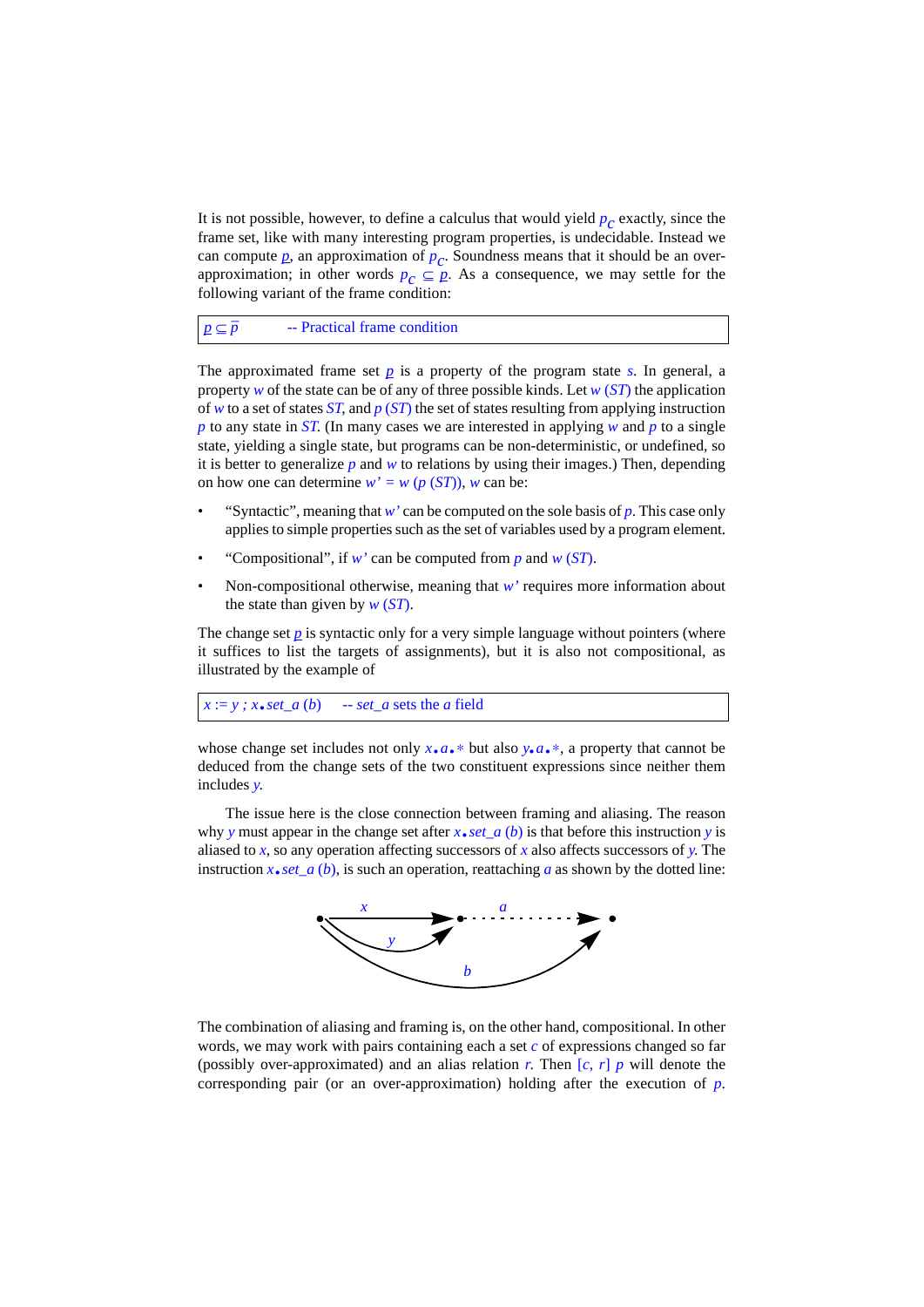It is not possible, however, to define a calculus that would yield $p_C$ exactly, since the frame set, like with many interesting program properties, is undecidable. Instead we can compute $\underline{p}$, an approximation of $p_C$. Soundness means that it should be an over-approximation; in other words $p_C \subseteq \underline{p}$. As a consequence, we may settle for the following variant of the frame condition:

```
p ⊆ p̄        -- Practical frame condition
```

The approximated frame set $\underline{p}$ is a property of the program state $s$. In general, a property $w$ of the state can be of any of three possible kinds. Let $w$ $(ST)$ the application of $w$ to a set of states $ST$, and $p$ $(ST)$ the set of states resulting from applying instruction $p$ to any state in $ST$. (In many cases we are interested in applying $w$ and $p$ to a single state, yielding a single state, but programs can be non-deterministic, or undefined, so it is better to generalize $p$ and $w$ to relations by using their images.) Then, depending on how one can determine $w' = w\ (p\ (ST))$, $w$ can be:

- "Syntactic", meaning that $w'$ can be computed on the sole basis of $p$. This case only applies to simple properties such as the set of variables used by a program element.
- "Compositional", if $w'$ can be computed from $p$ and $w$ $(ST)$.
- Non-compositional otherwise, meaning that $w'$ requires more information about the state than given by $w$ $(ST)$.

The change set $\underline{p}$ is syntactic only for a very simple language without pointers (where it suffices to list the targets of assignments), but it is also not compositional, as illustrated by the example of

```
x := y ; x.set_a (b)    -- set_a sets the a field
```

whose change set includes not only $x \bullet a \bullet *$ but also $y \bullet a \bullet *$, a property that cannot be deduced from the change sets of the two constituent expressions since neither them includes $y$.

The issue here is the close connection between framing and aliasing. The reason why $y$ must appear in the change set after $x \bullet set\_a\ (b)$ is that before this instruction $y$ is aliased to $x$, so any operation affecting successors of $x$ also affects successors of $y$. The instruction $x \bullet set\_a\ (b)$, is such an operation, reattaching $a$ as shown by the dotted line:

The combination of aliasing and framing is, on the other hand, compositional. In other words, we may work with pairs containing each a set $c$ of expressions changed so far (possibly over-approximated) and an alias relation $r$. Then $[c, r]\ p$ will denote the corresponding pair (or an over-approximation) holding after the execution of $p$.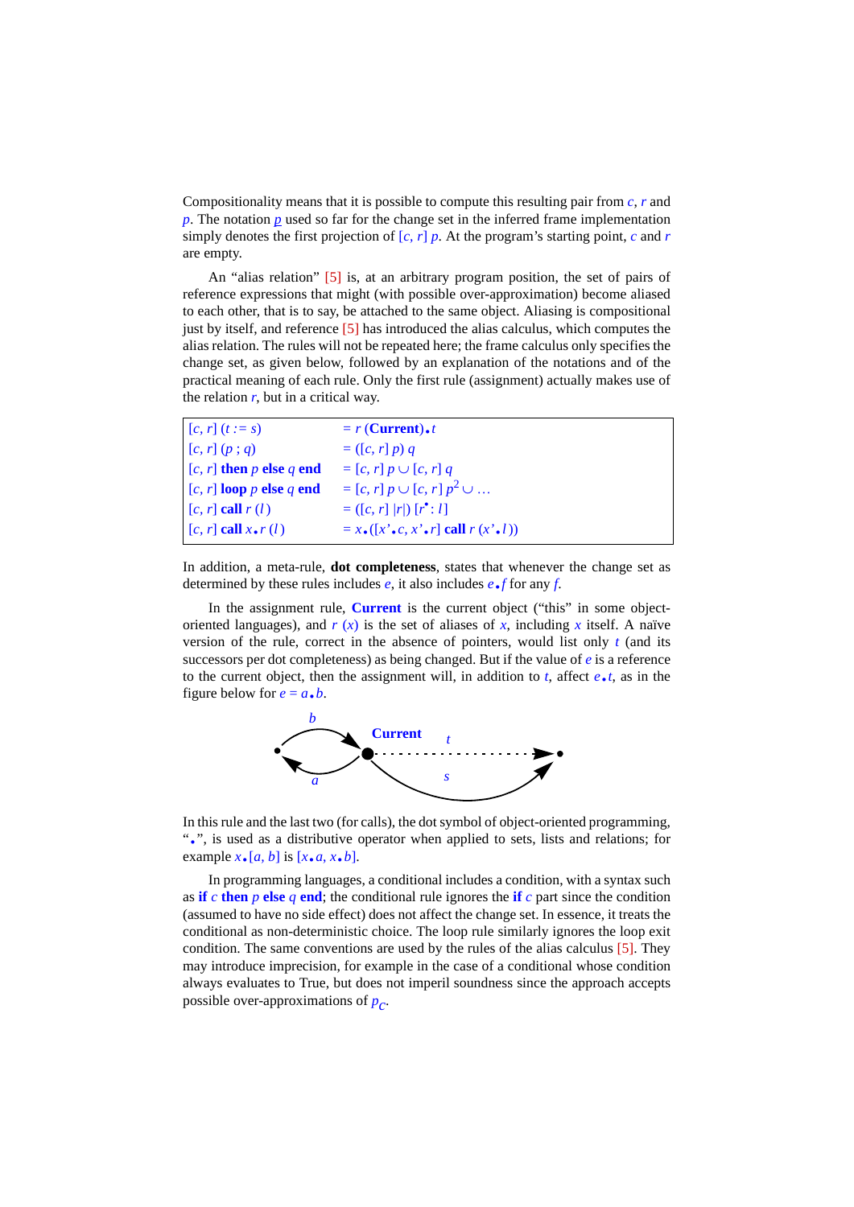Compositionality means that it is possible to compute this resulting pair from $c$, $r$ and $p$. The notation $\underline{p}$ used so far for the change set in the inferred frame implementation simply denotes the first projection of $[c, r]\ p$. At the program's starting point, $c$ and $r$ are empty.

An "alias relation" [5] is, at an arbitrary program position, the set of pairs of reference expressions that might (with possible over-approximation) become aliased to each other, that is to say, be attached to the same object. Aliasing is compositional just by itself, and reference [5] has introduced the alias calculus, which computes the alias relation. The rules will not be repeated here; the frame calculus only specifies the change set, as given below, followed by an explanation of the notations and of the practical meaning of each rule. Only the first rule (assignment) actually makes use of the relation $r$, but in a critical way.

| | |
|---|---|
| $[c, r]\ (t := s)$ | $= r\ (\textbf{Current}) \bullet t$ |
| $[c, r]\ (p\ ;\ q)$ | $= ([c, r]\ p)\ q$ |
| $[c, r]$ **then** $p$ **else** $q$ **end** | $= [c, r]\ p \cup [c, r]\ q$ |
| $[c, r]$ **loop** $p$ **else** $q$ **end** | $= [c, r]\ p \cup [c, r]\ p^2 \cup \ldots$ |
| $[c, r]$ **call** $r\ (l)$ | $= ([c, r]\ \lvert r \rvert)\ [r^{\bullet} : l]$ |
| $[c, r]$ **call** $x \bullet r\ (l)$ | $= x \bullet ([x' \bullet c, x' \bullet r]$ **call** $r\ (x' \bullet l))$ |

In addition, a meta-rule, **dot completeness**, states that whenever the change set as determined by these rules includes $e$, it also includes $e \bullet f$ for any $f$.

In the assignment rule, **Current** is the current object ("this" in some object-oriented languages), and $r\ (x)$ is the set of aliases of $x$, including $x$ itself. A naïve version of the rule, correct in the absence of pointers, would list only $t$ (and its successors per dot completeness) as being changed. But if the value of $e$ is a reference to the current object, then the assignment will, in addition to $t$, affect $e \bullet t$, as in the figure below for $e = a \bullet b$.

In this rule and the last two (for calls), the dot symbol of object-oriented programming, "$\bullet$", is used as a distributive operator when applied to sets, lists and relations; for example $x \bullet [a, b]$ is $[x \bullet a, x \bullet b]$.

In programming languages, a conditional includes a condition, with a syntax such as **if** $c$ **then** $p$ **else** $q$ **end**; the conditional rule ignores the **if** $c$ part since the condition (assumed to have no side effect) does not affect the change set. In essence, it treats the conditional as non-deterministic choice. The loop rule similarly ignores the loop exit condition. The same conventions are used by the rules of the alias calculus [5]. They may introduce imprecision, for example in the case of a conditional whose condition always evaluates to True, but does not imperil soundness since the approach accepts possible over-approximations of $\underline{p_c}$.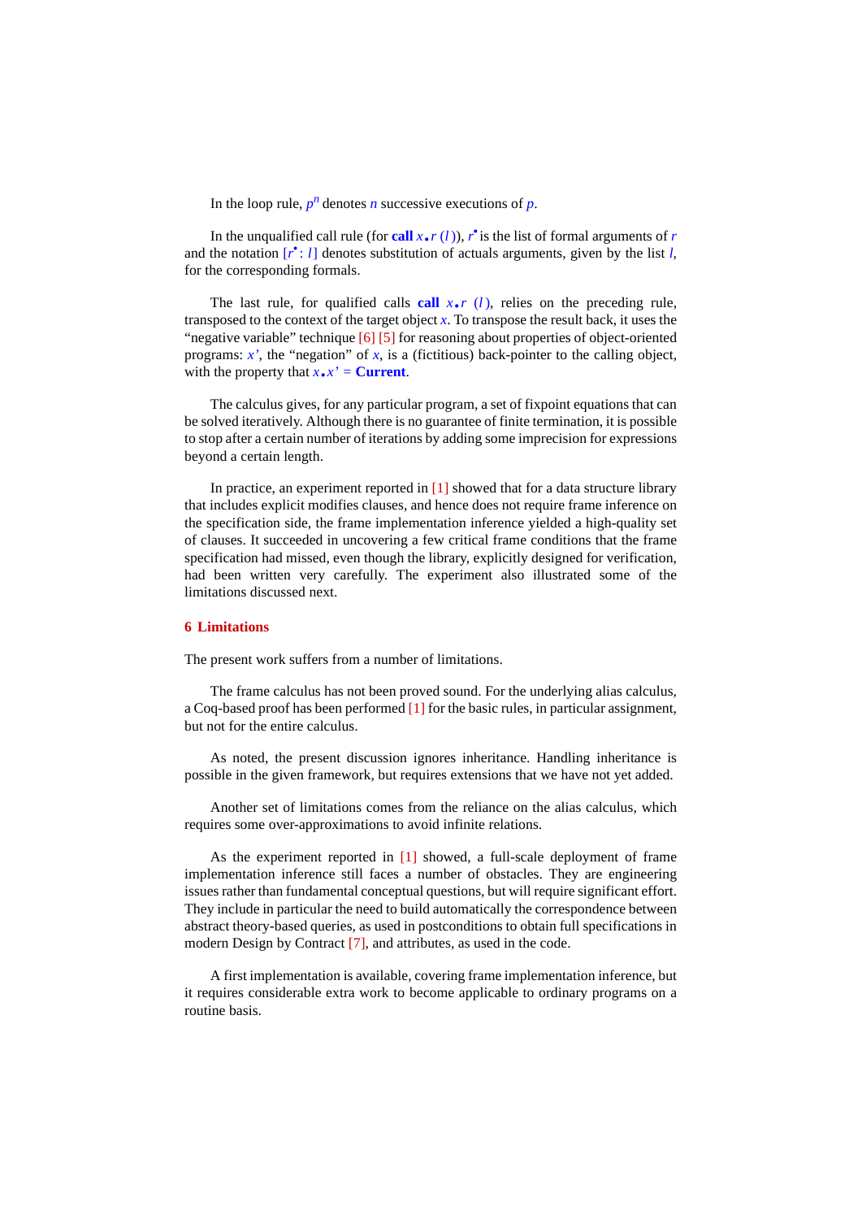In the loop rule, $p^n$ denotes $n$ successive executions of $p$.

In the unqualified call rule (for **call** $x \bullet r\ (l)$), $r^\bullet$ is the list of formal arguments of $r$ and the notation $[r^\bullet : l]$ denotes substitution of actuals arguments, given by the list $l$, for the corresponding formals.

The last rule, for qualified calls **call** $x \bullet r\ (l)$, relies on the preceding rule, transposed to the context of the target object $x$. To transpose the result back, it uses the "negative variable" technique [6] [5] for reasoning about properties of object-oriented programs: $x'$, the "negation" of $x$, is a (fictitious) back-pointer to the calling object, with the property that $x \bullet x' =$ **Current**.

The calculus gives, for any particular program, a set of fixpoint equations that can be solved iteratively. Although there is no guarantee of finite termination, it is possible to stop after a certain number of iterations by adding some imprecision for expressions beyond a certain length.

In practice, an experiment reported in [1] showed that for a data structure library that includes explicit modifies clauses, and hence does not require frame inference on the specification side, the frame implementation inference yielded a high-quality set of clauses. It succeeded in uncovering a few critical frame conditions that the frame specification had missed, even though the library, explicitly designed for verification, had been written very carefully. The experiment also illustrated some of the limitations discussed next.

## 6 Limitations

The present work suffers from a number of limitations.

The frame calculus has not been proved sound. For the underlying alias calculus, a Coq-based proof has been performed [1] for the basic rules, in particular assignment, but not for the entire calculus.

As noted, the present discussion ignores inheritance. Handling inheritance is possible in the given framework, but requires extensions that we have not yet added.

Another set of limitations comes from the reliance on the alias calculus, which requires some over-approximations to avoid infinite relations.

As the experiment reported in [1] showed, a full-scale deployment of frame implementation inference still faces a number of obstacles. They are engineering issues rather than fundamental conceptual questions, but will require significant effort. They include in particular the need to build automatically the correspondence between abstract theory-based queries, as used in postconditions to obtain full specifications in modern Design by Contract [7], and attributes, as used in the code.

A first implementation is available, covering frame implementation inference, but it requires considerable extra work to become applicable to ordinary programs on a routine basis.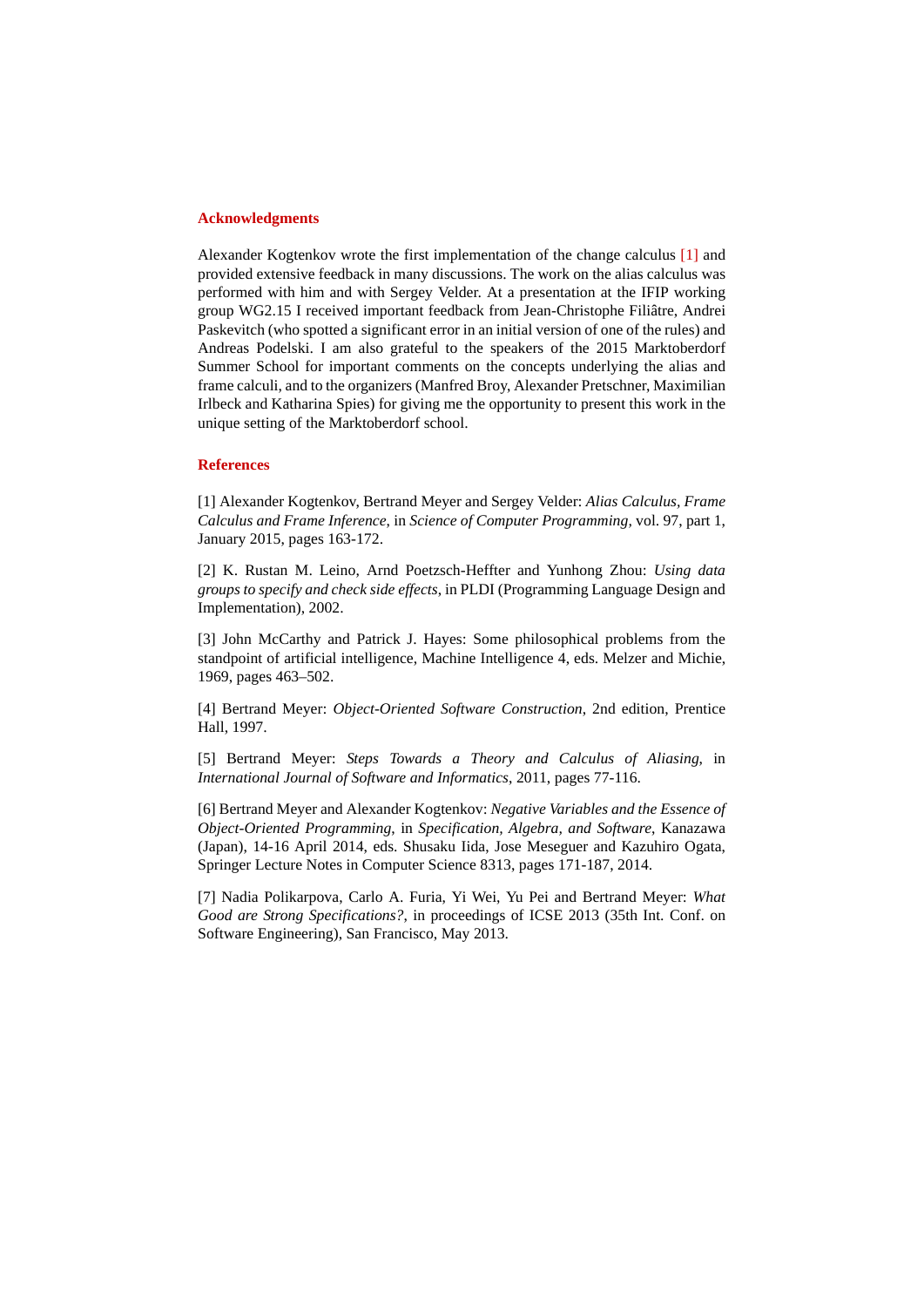## Acknowledgments

Alexander Kogtenkov wrote the first implementation of the change calculus [1] and provided extensive feedback in many discussions. The work on the alias calculus was performed with him and with Sergey Velder. At a presentation at the IFIP working group WG2.15 I received important feedback from Jean-Christophe Filiâtre, Andrei Paskevitch (who spotted a significant error in an initial version of one of the rules) and Andreas Podelski. I am also grateful to the speakers of the 2015 Marktoberdorf Summer School for important comments on the concepts underlying the alias and frame calculi, and to the organizers (Manfred Broy, Alexander Pretschner, Maximilian Irlbeck and Katharina Spies) for giving me the opportunity to present this work in the unique setting of the Marktoberdorf school.

## References

[1] Alexander Kogtenkov, Bertrand Meyer and Sergey Velder: *Alias Calculus, Frame Calculus and Frame Inference*, in *Science of Computer Programming*, vol. 97, part 1, January 2015, pages 163-172.

[2] K. Rustan M. Leino, Arnd Poetzsch-Heffter and Yunhong Zhou: *Using data groups to specify and check side effects*, in PLDI (Programming Language Design and Implementation), 2002.

[3] John McCarthy and Patrick J. Hayes: Some philosophical problems from the standpoint of artificial intelligence, Machine Intelligence 4, eds. Melzer and Michie, 1969, pages 463–502.

[4] Bertrand Meyer: *Object-Oriented Software Construction*, 2nd edition, Prentice Hall, 1997.

[5] Bertrand Meyer: *Steps Towards a Theory and Calculus of Aliasing*, in *International Journal of Software and Informatics*, 2011, pages 77-116.

[6] Bertrand Meyer and Alexander Kogtenkov: *Negative Variables and the Essence of Object-Oriented Programming*, in *Specification, Algebra, and Software*, Kanazawa (Japan), 14-16 April 2014, eds. Shusaku Iida, Jose Meseguer and Kazuhiro Ogata, Springer Lecture Notes in Computer Science 8313, pages 171-187, 2014.

[7] Nadia Polikarpova, Carlo A. Furia, Yi Wei, Yu Pei and Bertrand Meyer: *What Good are Strong Specifications?*, in proceedings of ICSE 2013 (35th Int. Conf. on Software Engineering), San Francisco, May 2013.